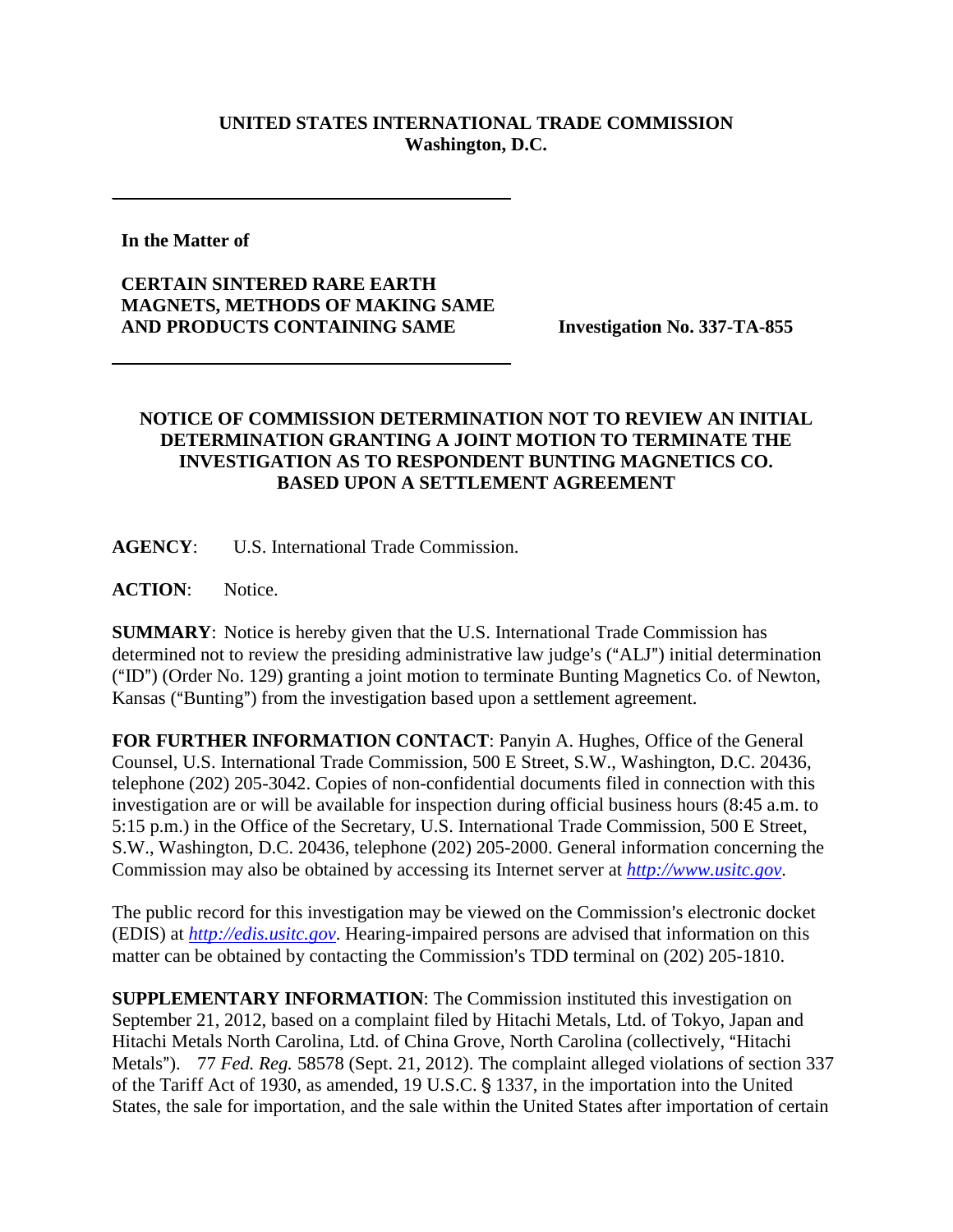**UNITED STATES INTERNATIONAL TRADE COMMISSION**
**Washington, D.C.**

---

**In the Matter of**

**CERTAIN SINTERED RARE EARTH MAGNETS, METHODS OF MAKING SAME AND PRODUCTS CONTAINING SAME**

**Investigation No. 337-TA-855**

---

**NOTICE OF COMMISSION DETERMINATION NOT TO REVIEW AN INITIAL DETERMINATION GRANTING A JOINT MOTION TO TERMINATE THE INVESTIGATION AS TO RESPONDENT BUNTING MAGNETICS CO. BASED UPON A SETTLEMENT AGREEMENT**

**AGENCY**: U.S. International Trade Commission.

**ACTION**: Notice.

**SUMMARY**: Notice is hereby given that the U.S. International Trade Commission has determined not to review the presiding administrative law judge's ("ALJ") initial determination ("ID") (Order No. 129) granting a joint motion to terminate Bunting Magnetics Co. of Newton, Kansas ("Bunting") from the investigation based upon a settlement agreement.

**FOR FURTHER INFORMATION CONTACT**: Panyin A. Hughes, Office of the General Counsel, U.S. International Trade Commission, 500 E Street, S.W., Washington, D.C. 20436, telephone (202) 205-3042. Copies of non-confidential documents filed in connection with this investigation are or will be available for inspection during official business hours (8:45 a.m. to 5:15 p.m.) in the Office of the Secretary, U.S. International Trade Commission, 500 E Street, S.W., Washington, D.C. 20436, telephone (202) 205-2000. General information concerning the Commission may also be obtained by accessing its Internet server at *http://www.usitc.gov*.

The public record for this investigation may be viewed on the Commission's electronic docket (EDIS) at *http://edis.usitc.gov*. Hearing-impaired persons are advised that information on this matter can be obtained by contacting the Commission's TDD terminal on (202) 205-1810.

**SUPPLEMENTARY INFORMATION**: The Commission instituted this investigation on September 21, 2012, based on a complaint filed by Hitachi Metals, Ltd. of Tokyo, Japan and Hitachi Metals North Carolina, Ltd. of China Grove, North Carolina (collectively, "Hitachi Metals"). 77 *Fed. Reg.* 58578 (Sept. 21, 2012). The complaint alleged violations of section 337 of the Tariff Act of 1930, as amended, 19 U.S.C. § 1337, in the importation into the United States, the sale for importation, and the sale within the United States after importation of certain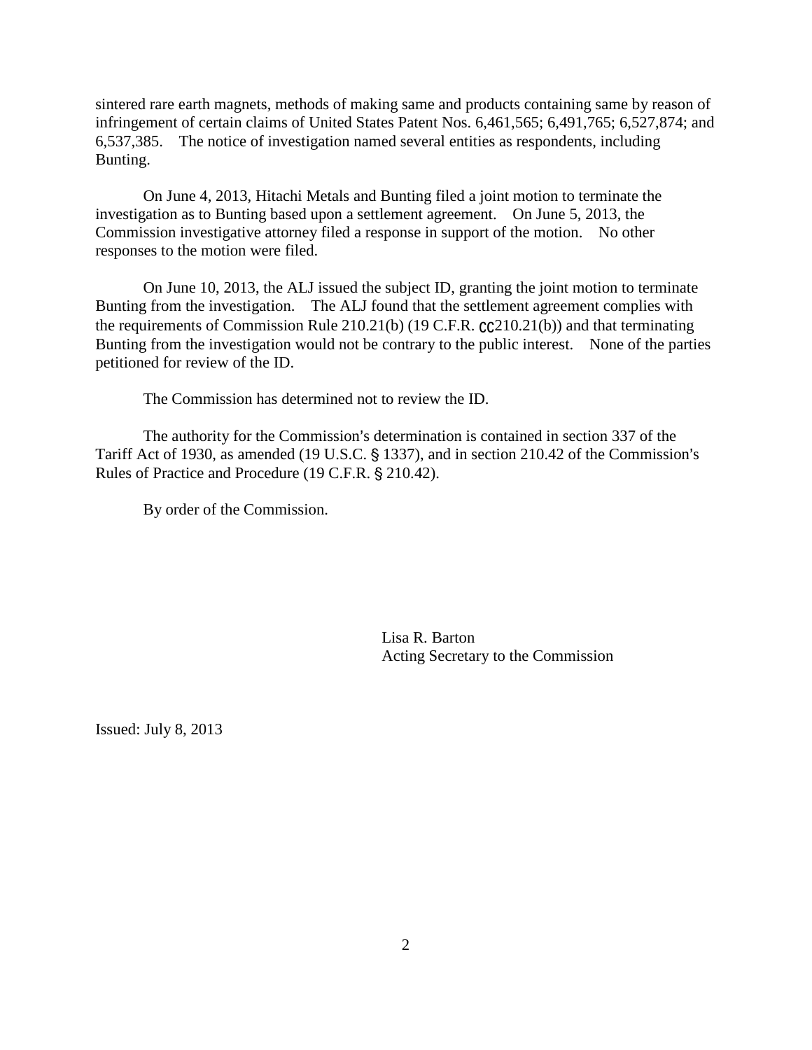sintered rare earth magnets, methods of making same and products containing same by reason of infringement of certain claims of United States Patent Nos. 6,461,565; 6,491,765; 6,527,874; and 6,537,385. The notice of investigation named several entities as respondents, including Bunting.

On June 4, 2013, Hitachi Metals and Bunting filed a joint motion to terminate the investigation as to Bunting based upon a settlement agreement. On June 5, 2013, the Commission investigative attorney filed a response in support of the motion. No other responses to the motion were filed.

On June 10, 2013, the ALJ issued the subject ID, granting the joint motion to terminate Bunting from the investigation. The ALJ found that the settlement agreement complies with the requirements of Commission Rule 210.21(b) (19 C.F.R. ςς210.21(b)) and that terminating Bunting from the investigation would not be contrary to the public interest. None of the parties petitioned for review of the ID.

The Commission has determined not to review the ID.

The authority for the Commission's determination is contained in section 337 of the Tariff Act of 1930, as amended (19 U.S.C. § 1337), and in section 210.42 of the Commission's Rules of Practice and Procedure (19 C.F.R. § 210.42).

By order of the Commission.

Lisa R. Barton
Acting Secretary to the Commission

Issued: July 8, 2013